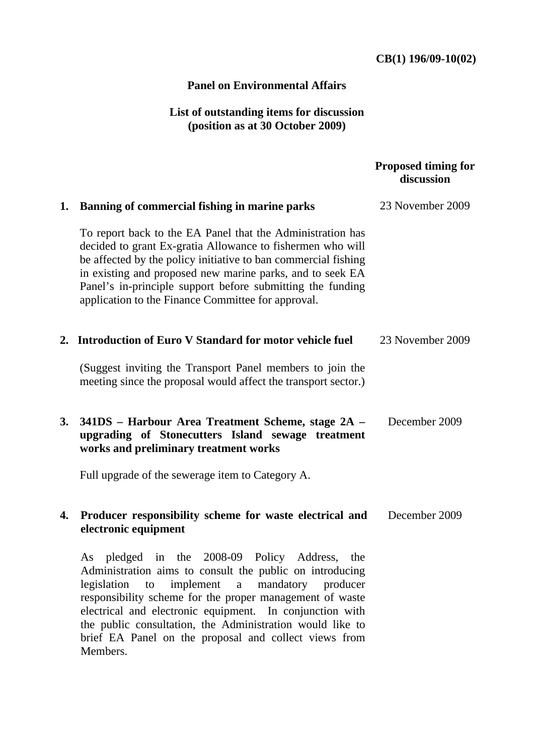**CB(1) 196/09-10(02)**

## Panel on Environmental Affairs

### List of outstanding items for discussion (position as at 30 October 2009)

| | | **Proposed timing for discussion** |
|---|---|---|
| **1.** | **Banning of commercial fishing in marine parks**<br><br>To report back to the EA Panel that the Administration has decided to grant Ex-gratia Allowance to fishermen who will be affected by the policy initiative to ban commercial fishing in existing and proposed new marine parks, and to seek EA Panel's in-principle support before submitting the funding application to the Finance Committee for approval. | 23 November 2009 |
| **2.** | **Introduction of Euro V Standard for motor vehicle fuel**<br><br>(Suggest inviting the Transport Panel members to join the meeting since the proposal would affect the transport sector.) | 23 November 2009 |
| **3.** | **341DS – Harbour Area Treatment Scheme, stage 2A – upgrading of Stonecutters Island sewage treatment works and preliminary treatment works**<br><br>Full upgrade of the sewerage item to Category A. | December 2009 |
| **4.** | **Producer responsibility scheme for waste electrical and electronic equipment**<br><br>As pledged in the 2008-09 Policy Address, the Administration aims to consult the public on introducing legislation to implement a mandatory producer responsibility scheme for the proper management of waste electrical and electronic equipment. In conjunction with the public consultation, the Administration would like to brief EA Panel on the proposal and collect views from Members. | December 2009 |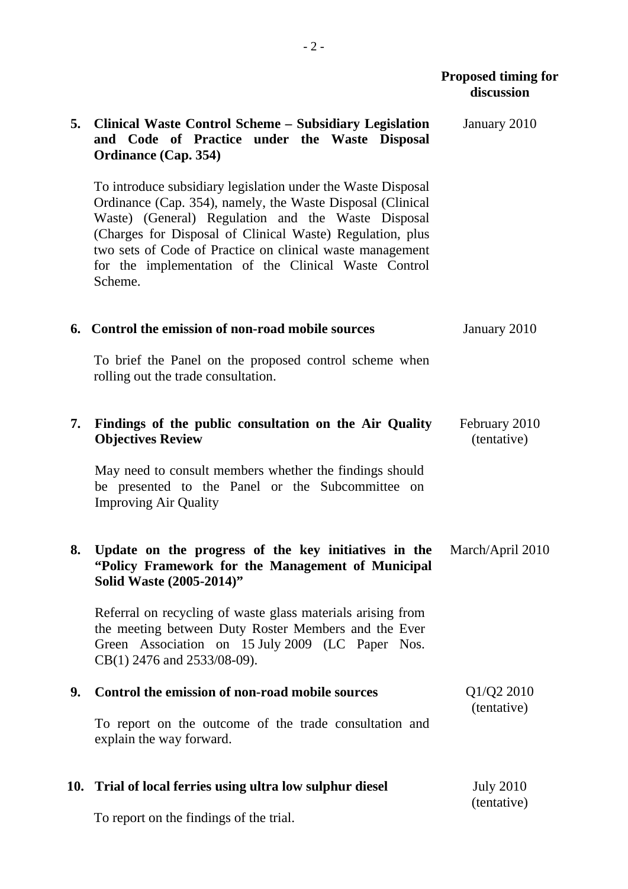| | | Proposed timing for discussion |
|---|---|---|
| **5.** | **Clinical Waste Control Scheme – Subsidiary Legislation and Code of Practice under the Waste Disposal Ordinance (Cap. 354)**<br><br>To introduce subsidiary legislation under the Waste Disposal Ordinance (Cap. 354), namely, the Waste Disposal (Clinical Waste) (General) Regulation and the Waste Disposal (Charges for Disposal of Clinical Waste) Regulation, plus two sets of Code of Practice on clinical waste management for the implementation of the Clinical Waste Control Scheme. | January 2010 |
| **6.** | **Control the emission of non-road mobile sources**<br><br>To brief the Panel on the proposed control scheme when rolling out the trade consultation. | January 2010 |
| **7.** | **Findings of the public consultation on the Air Quality Objectives Review**<br><br>May need to consult members whether the findings should be presented to the Panel or the Subcommittee on Improving Air Quality | February 2010 (tentative) |
| **8.** | **Update on the progress of the key initiatives in the "Policy Framework for the Management of Municipal Solid Waste (2005-2014)"**<br><br>Referral on recycling of waste glass materials arising from the meeting between Duty Roster Members and the Ever Green Association on 15 July 2009 (LC Paper Nos. CB(1) 2476 and 2533/08-09). | March/April 2010 |
| **9.** | **Control the emission of non-road mobile sources**<br><br>To report on the outcome of the trade consultation and explain the way forward. | Q1/Q2 2010 (tentative) |
| **10.** | **Trial of local ferries using ultra low sulphur diesel**<br><br>To report on the findings of the trial. | July 2010 (tentative) |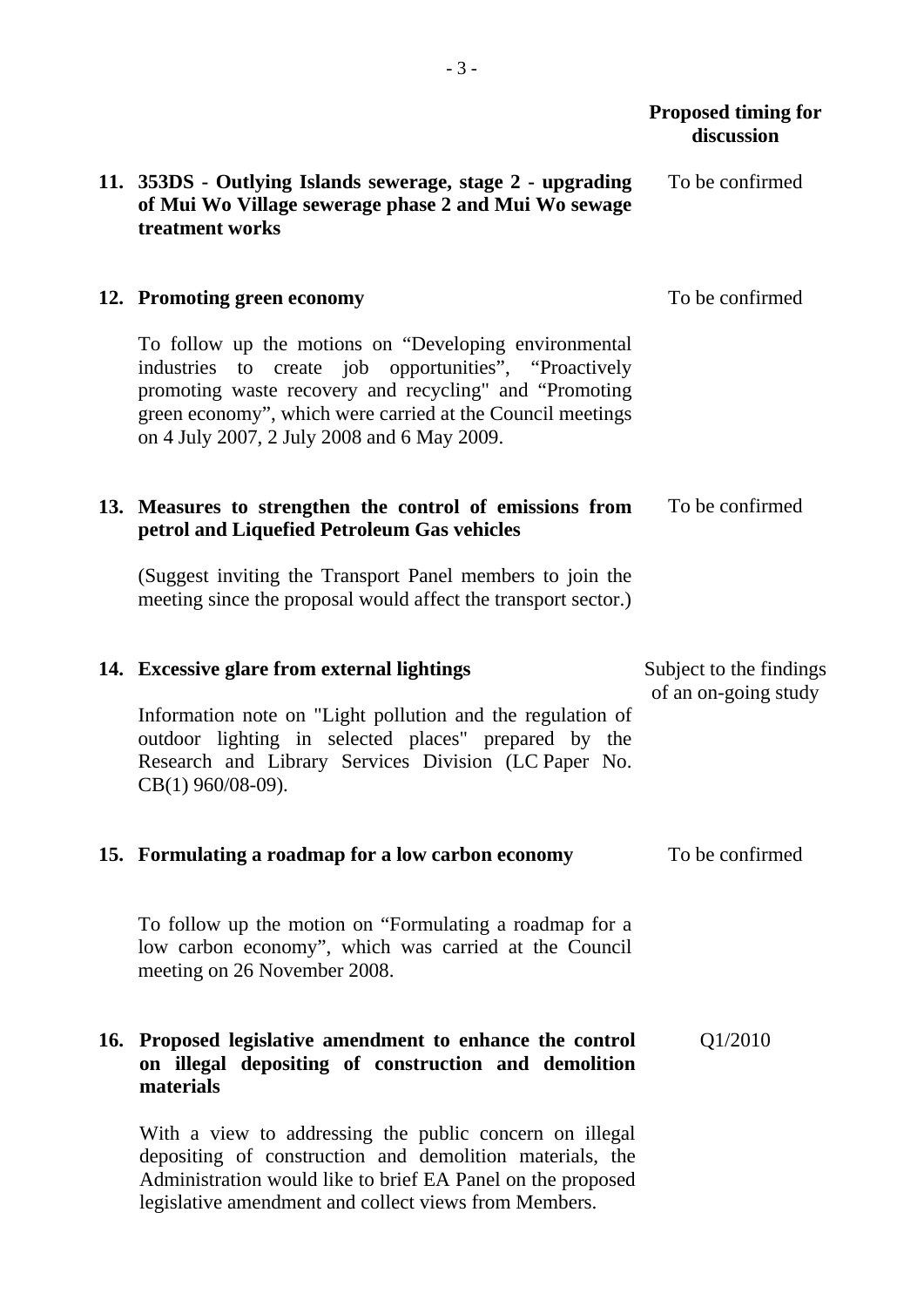| | Proposed timing for discussion |
|---|---|
| **11. 353DS - Outlying Islands sewerage, stage 2 - upgrading of Mui Wo Village sewerage phase 2 and Mui Wo sewage treatment works** | To be confirmed |
| **12. Promoting green economy**<br><br>To follow up the motions on "Developing environmental industries to create job opportunities", "Proactively promoting waste recovery and recycling" and "Promoting green economy", which were carried at the Council meetings on 4 July 2007, 2 July 2008 and 6 May 2009. | To be confirmed |
| **13. Measures to strengthen the control of emissions from petrol and Liquefied Petroleum Gas vehicles**<br><br>(Suggest inviting the Transport Panel members to join the meeting since the proposal would affect the transport sector.) | To be confirmed |
| **14. Excessive glare from external lightings**<br><br>Information note on "Light pollution and the regulation of outdoor lighting in selected places" prepared by the Research and Library Services Division (LC Paper No. CB(1) 960/08-09). | Subject to the findings of an on-going study |
| **15. Formulating a roadmap for a low carbon economy**<br><br>To follow up the motion on "Formulating a roadmap for a low carbon economy", which was carried at the Council meeting on 26 November 2008. | To be confirmed |
| **16. Proposed legislative amendment to enhance the control on illegal depositing of construction and demolition materials**<br><br>With a view to addressing the public concern on illegal depositing of construction and demolition materials, the Administration would like to brief EA Panel on the proposed legislative amendment and collect views from Members. | Q1/2010 |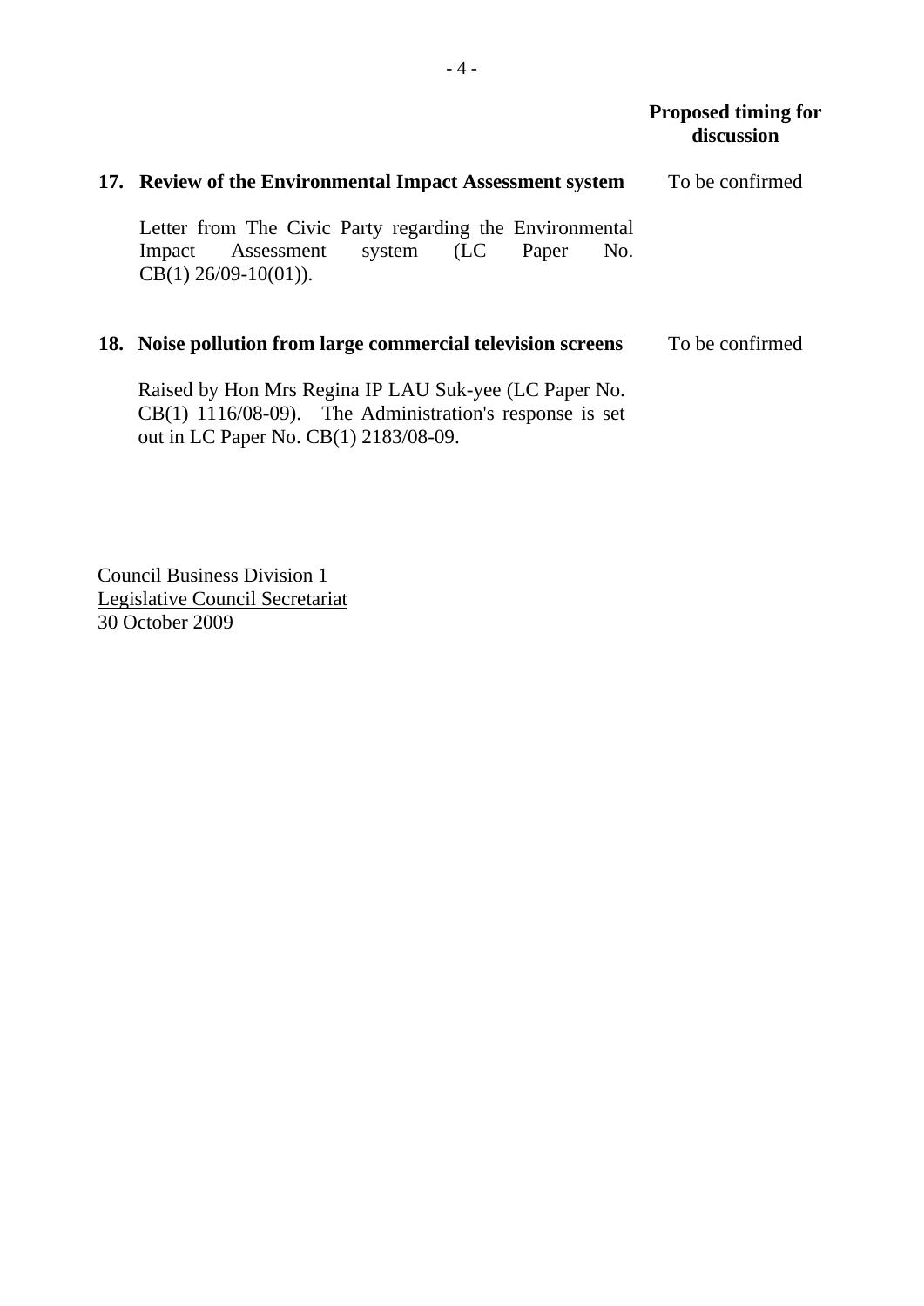**Proposed timing for discussion**

**17. Review of the Environmental Impact Assessment system** — To be confirmed

Letter from The Civic Party regarding the Environmental Impact Assessment system (LC Paper No. CB(1) 26/09-10(01)).

**18. Noise pollution from large commercial television screens** — To be confirmed

Raised by Hon Mrs Regina IP LAU Suk-yee (LC Paper No. CB(1) 1116/08-09). The Administration's response is set out in LC Paper No. CB(1) 2183/08-09.

Council Business Division 1
Legislative Council Secretariat
30 October 2009